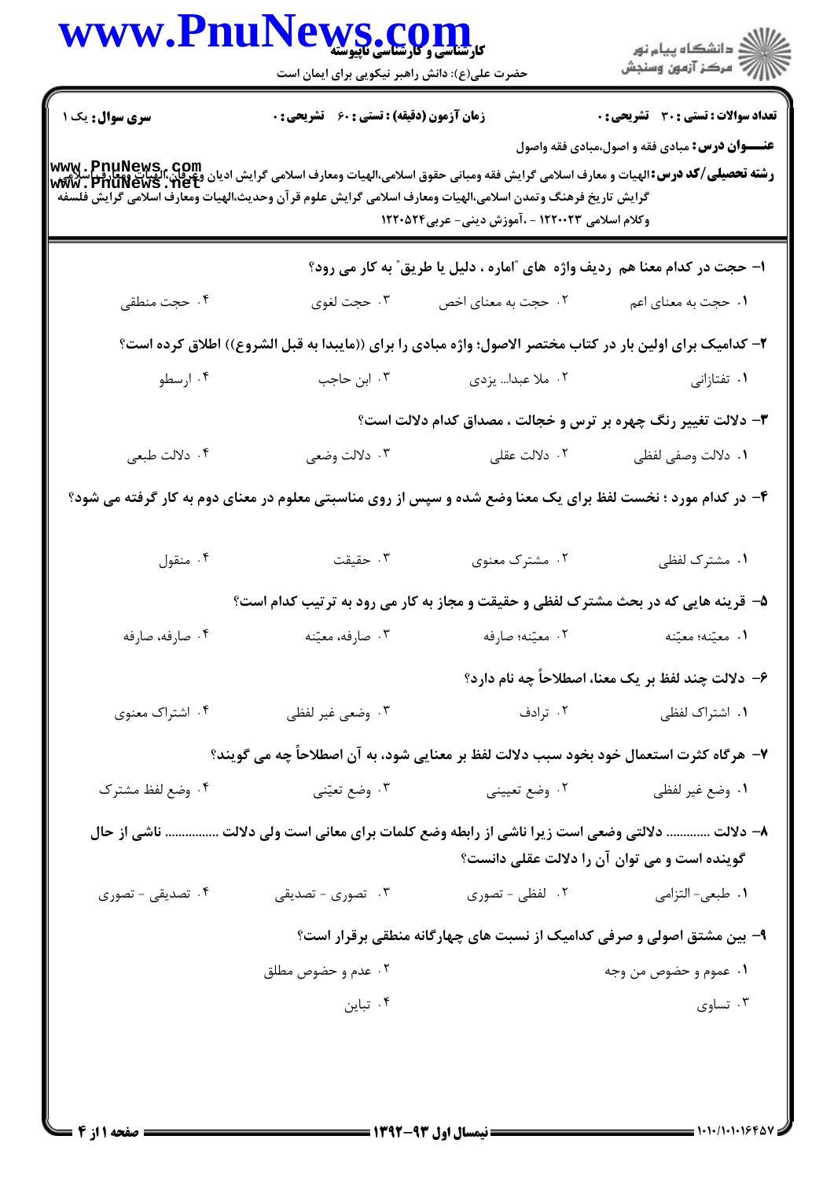**تعداد سوالات : تستی : ۳۰ تشریحی : ۰** | **زمان آزمون (دقیقه) : تستی : ۶۰ تشریحی : ۰** | **سری سوال : یک ۱**

**عنـــوان درس :** مبادی فقه و اصول،مبادی فقه واصول

**رشته تحصیلی/کد درس :** الهیات و معارف اسلامی گرایش فقه ومبانی حقوق اسلامی،الهیات ومعارف اسلامی گرایش ادیان وعرفان،الهیات ومعارف اسلامی گرایش تاریخ فرهنگ وتمدن اسلامی،الهیات ومعارف اسلامی گرایش علوم قرآن وحدیث،الهیات ومعارف اسلامی گرایش فلسفه وکلام اسلامی ۱۲۲۰۰۲۳ - ،آموزش دینی- عربی۱۲۲۰۵۲۴

**۱- حجت در کدام معنا هم ردیف واژه های "اماره ، دلیل یا طریق" به کار می رود؟**

۱. حجت به معنای اعم
۲. حجت به معنای اخص
۳. حجت لغوی
۴. حجت منطقی

**۲- کدامیک برای اولین بار در کتاب مختصر الاصول؛ واژه مبادی را برای ((مابیدا به قبل الشروع)) اطلاق کرده است؟**

۱. تفتازانی
۲. ملا عبدا... یزدی
۳. ابن حاجب
۴. ارسطو

**۳- دلالت تغییر رنگ چهره بر ترس و خجالت ، مصداق کدام دلالت است؟**

۱. دلالت وصفی لفظی
۲. دلالت عقلی
۳. دلالت وضعی
۴. دلالت طبعی

**۴- در کدام مورد ؛ نخست لفظ برای یک معنا وضع شده و سپس از روی مناسبتی معلوم در معنای دوم به کار گرفته می شود؟**

۱. مشترک لفظی
۲. مشترک معنوی
۳. حقیقت
۴. منقول

**۵- قرینه هایی که در بحث مشترک لفظی و حقیقت و مجاز به کار می رود به ترتیب کدام است؟**

۱. معیّنه؛ معیّنه
۲. معیّنه؛ صارفه
۳. صارفه، معیّنه
۴. صارفه، صارفه

**۶- دلالت چند لفظ بر یک معنا، اصطلاحاً چه نام دارد؟**

۱. اشتراک لفظی
۲. ترادف
۳. وضعی غیر لفظی
۴. اشتراک معنوی

**۷- هرگاه کثرت استعمال خود بخود سبب دلالت لفظ بر معنایی شود، به آن اصطلاحاً چه می گویند؟**

۱. وضع غیر لفظی
۲. وضع تعیینی
۳. وضع تعیّنی
۴. وضع لفظ مشترک

**۸- دلالت ............ دلالتی وضعی است زیرا ناشی از رابطه وضع کلمات برای معانی است ولی دلالت ................ ناشی از حال گوینده است و می توان آن را دلالت عقلی دانست؟**

۱. طبعی- التزامی
۲. لفظی - تصوری
۳. تصوری - تصدیقی
۴. تصدیقی - تصوری

**۹- بین مشتق اصولی و صرفی کدامیک از نسبت های چهارگانه منطقی برقرار است؟**

۱. عموم و خصوص من وجه
۲. عدم و خصوص مطلق
۳. تساوی
۴. تباین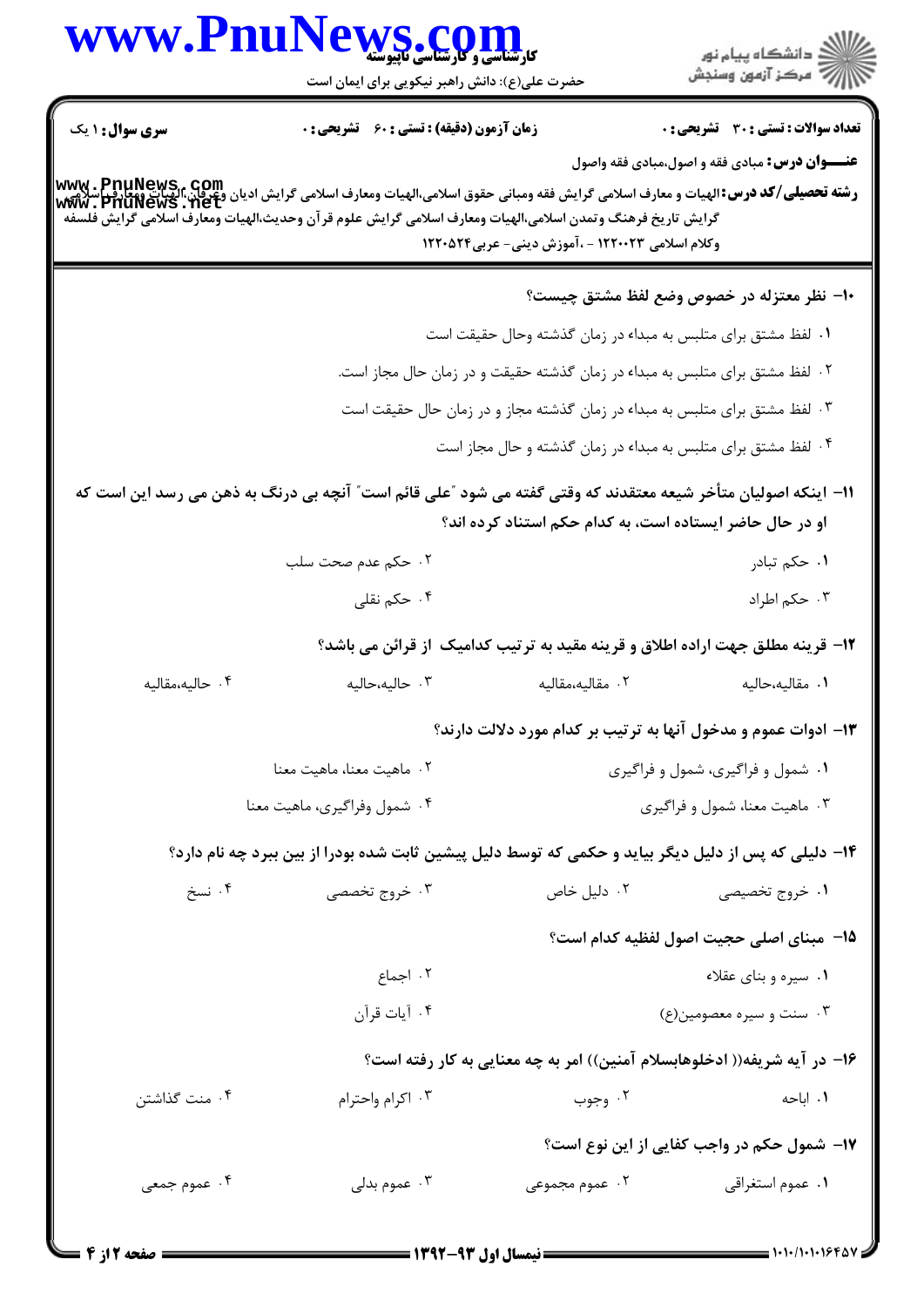**سری سوال:** ۱ یک | **زمان آزمون (دقیقه) : تستی :** ۶۰ **تشریحی :** ۰ | **تعداد سوالات : تستی :** ۳۰ **تشریحی :** ۰

**عنـــوان درس:** مبادی فقه و اصول،مبادی فقه واصول

**رشته تحصیلی/کد درس:** الهیات و معارف اسلامی گرایش فقه ومبانی حقوق اسلامی،الهیات ومعارف اسلامی گرایش ادیان وعرفان،الهیات ومعارف اسلامی گرایش تاریخ فرهنگ وتمدن اسلامی،الهیات ومعارف اسلامی گرایش علوم قرآن وحدیث،الهیات ومعارف اسلامی گرایش فلسفه وکلام اسلامی ۱۲۲۰۰۲۳ - ،آموزش دینی- عربی۱۲۲۰۵۲۴

۱۰- نظر معتزله در خصوص وضع لفظ مشتق چیست؟

۱. لفظ مشتق برای متلبس به مبداء در زمان گذشته وحال حقیقت است

۲. لفظ مشتق برای متلبس به مبداء در زمان گذشته حقیقت و در زمان حال مجاز است.

۳. لفظ مشتق برای متلبس به مبداء در زمان گذشته مجاز و در زمان حال حقیقت است

۴. لفظ مشتق برای متلبس به مبداء در زمان گذشته و حال مجاز است

۱۱- اینکه اصولیان متأخر شیعه معتقدند که وقتی گفته می شود "علی قائم است" آنچه بی درنگ به ذهن می رسد این است که او در حال حاضر ایستاده است، به کدام حکم استناد کرده اند؟

۱. حکم تبادر

۲. حکم عدم صحت سلب

۳. حکم اطراد

۴. حکم نقلی

۱۲- قرینه مطلق جهت اراده اطلاق و قرینه مقید به ترتیب کدامیک از قرائن می باشد؟

۱. مقالیه،حالیه

۲. مقالیه،مقالیه

۳. حالیه،حالیه

۴. حالیه،مقالیه

۱۳- ادوات عموم و مدخول آنها به ترتیب بر کدام مورد دلالت دارند؟

۱. شمول و فراگیری، شمول و فراگیری

۲. ماهیت معنا، ماهیت معنا

۳. ماهیت معنا، شمول و فراگیری

۴. شمول وفراگیری، ماهیت معنا

۱۴- دلیلی که پس از دلیل دیگر بیاید و حکمی که توسط دلیل پیشین ثابت شده بودرا از بین ببرد چه نام دارد؟

۱. خروج تخصیصی

۲. دلیل خاص

۳. خروج تخصصی

۴. نسخ

۱۵- مبنای اصلی حجیت اصول لفظیه کدام است؟

۱. سیره و بنای عقلاء

۲. اجماع

۳. سنت و سیره معصومین(ع)

۴. آیات قرآن

۱۶- در آیه شریفه(( ادخلوهابسلام آمنین)) امر به چه معنایی به کار رفته است؟

۱. اباحه

۲. وجوب

۳. اکرام واحترام

۴. منت گذاشتن

۱۷- شمول حکم در واجب کفایی از این نوع است؟

۱. عموم استغراقی

۲. عموم مجموعی

۳. عموم بدلی

۴. عموم جمعی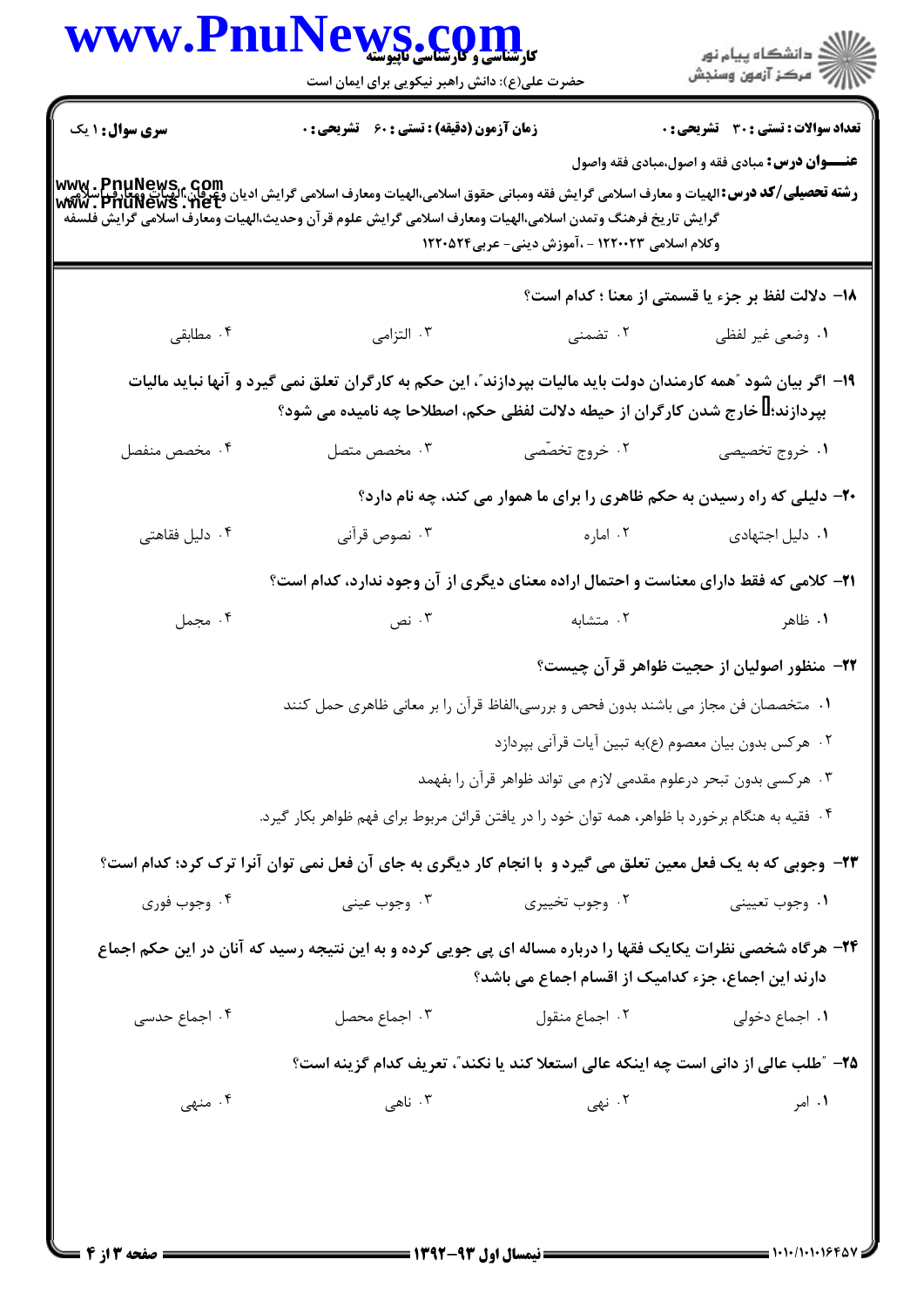**سری سوال:** ۱ یک | **زمان آزمون (دقیقه) : تستی :** ۶۰ **تشریحی :** ۰ | **تعداد سوالات : تستی :** ۳۰ **تشریحی :** ۰

**عنـــوان درس:** مبادی فقه و اصول،مبادی فقه واصول

**رشته تحصیلی/کد درس:** الهیات و معارف اسلامی گرایش فقه ومبانی حقوق اسلامی،الهیات ومعارف اسلامی گرایش ادیان وعرفان،الهیات ومعارف اسلامی گرایش تاریخ فرهنگ وتمدن اسلامی،الهیات ومعارف اسلامی گرایش علوم قرآن وحدیث،الهیات ومعارف اسلامی گرایش فلسفه وکلام اسلامی ۱۲۲۰۰۲۳ - ،آموزش دینی- عربی۱۲۲۰۵۲۴

**۱۸-** دلالت لفظ بر جزء یا قسمتی از معنا ؛ کدام است؟

۱. وضعی غیر لفظی
۲. تضمنی
۳. التزامی
۴. مطابقی

**۱۹-** اگر بیان شود "همه کارمندان دولت باید مالیات بپردازند"، این حکم به کارگران تعلق نمی گیرد و آنها نباید مالیات بپردازند؛ خارج شدن کارگران از حیطه دلالت لفظی حکم، اصطلاحا چه نامیده می شود؟

۱. خروج تخصیصی
۲. خروج تخصّصی
۳. مخصص متصل
۴. مخصص منفصل

**۲۰-** دلیلی که راه رسیدن به حکم ظاهری را برای ما هموار می کند، چه نام دارد؟

۱. دلیل اجتهادی
۲. اماره
۳. نصوص قرآنی
۴. دلیل فقاهتی

**۲۱-** کلامی که فقط دارای معناست و احتمال اراده معنای دیگری از آن وجود ندارد، کدام است؟

۱. ظاهر
۲. متشابه
۳. نص
۴. مجمل

**۲۲-** منظور اصولیان از حجیت ظواهر قرآن چیست؟

۱. متخصصان فن مجاز می باشند بدون فحص و بررسی،الفاظ قرآن را بر معانی ظاهری حمل کنند
۲. هرکس بدون بیان معصوم (ع)به تبین آیات قرآنی بپردازد
۳. هرکسی بدون تبحر درعلوم مقدمی لازم می تواند ظواهر قرآن را بفهمد
۴. فقیه به هنگام برخورد با ظواهر، همه توان خود را در یافتن قرائن مربوط برای فهم ظواهر بکار گیرد.

**۲۳-** وجوبی که به یک فعل معین تعلق می گیرد و با انجام کار دیگری به جای آن فعل نمی توان آنرا ترک کرد؛ کدام است؟

۱. وجوب تعیینی
۲. وجوب تخییری
۳. وجوب عینی
۴. وجوب فوری

**۲۴-** هرگاه شخصی نظرات یکایک فقها را درباره مساله ای پی جویی کرده و به این نتیجه رسید که آنان در این حکم اجماع دارند این اجماع، جزء کدامیک از اقسام اجماع می باشد؟

۱. اجماع دخولی
۲. اجماع منقول
۳. اجماع محصل
۴. اجماع حدسی

**۲۵-** "طلب عالی از دانی است چه اینکه عالی استعلا کند یا نکند"، تعریف کدام گزینه است؟

۱. امر
۲. نهی
۳. ناهی
۴. منهی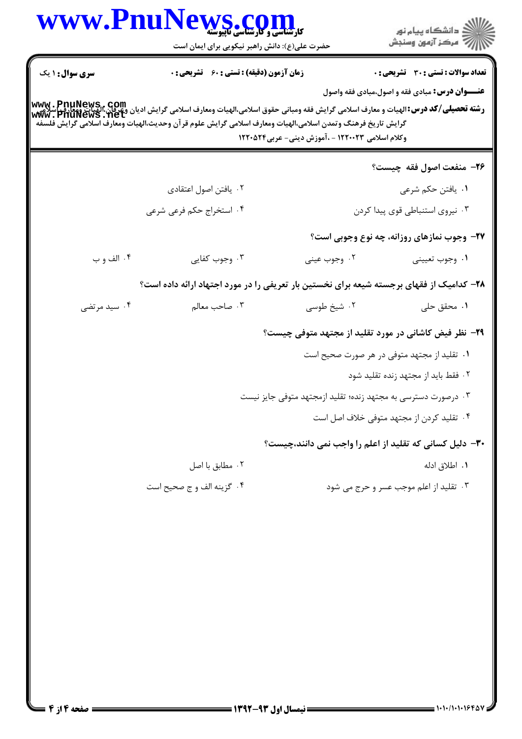**سری سوال:** ۱ یک

**زمان آزمون (دقیقه) : تستی :** ۶۰ **تشریحی :** ۰

**تعداد سوالات : تستی :** ۳۰ **تشریحی :** ۰

**عنـــوان درس:** مبادی فقه و اصول،مبادی فقه واصول

**رشته تحصیلی/کد درس:** الهیات و معارف اسلامی گرایش فقه ومبانی حقوق اسلامی،الهیات ومعارف اسلامی گرایش ادیان وعرفان،الهیات ومعارف اسلامی گرایش تاریخ فرهنگ وتمدن اسلامی،الهیات ومعارف اسلامی گرایش علوم قرآن وحدیث،الهیات ومعارف اسلامی گرایش فلسفه وکلام اسلامی ۱۲۲۰۰۲۳ - ،آموزش دینی- عربی۱۲۲۰۵۲۴

**۲۶- منفعت اصول فقه چیست؟**

۱. یافتن حکم شرعی

۲. یافتن اصول اعتقادی

۳. نیروی استنباطی قوی پیدا کردن

۴. استخراج حکم فرعی شرعی

**۲۷- وجوب نمازهای روزانه، چه نوع وجوبی است؟**

۱. وجوب تعیینی

۲. وجوب عینی

۳. وجوب کفایی

۴. الف و ب

**۲۸- کدامیک از فقهای برجسته شیعه برای نخستین بار تعریفی را در مورد اجتهاد ارائه داده است؟**

۱. محقق حلی

۲. شیخ طوسی

۳. صاحب معالم

۴. سید مرتضی

**۲۹- نظر فیض کاشانی در مورد تقلید از مجتهد متوفی چیست؟**

۱. تقلید از مجتهد متوفی در هر صورت صحیح است

۲. فقط باید از مجتهد زنده تقلید شود

۳. درصورت دسترسی به مجتهد زنده؛ تقلید ازمجتهد متوفی جایز نیست

۴. تقلید کردن از مجتهد متوفی خلاف اصل است

**۳۰- دلیل کسانی که تقلید از اعلم را واجب نمی دانند،چیست؟**

۱. اطلاق ادله

۲. مطابق با اصل

۳. تقلید از اعلم موجب عسر و حرج می شود

۴. گزینه الف و ج صحیح است